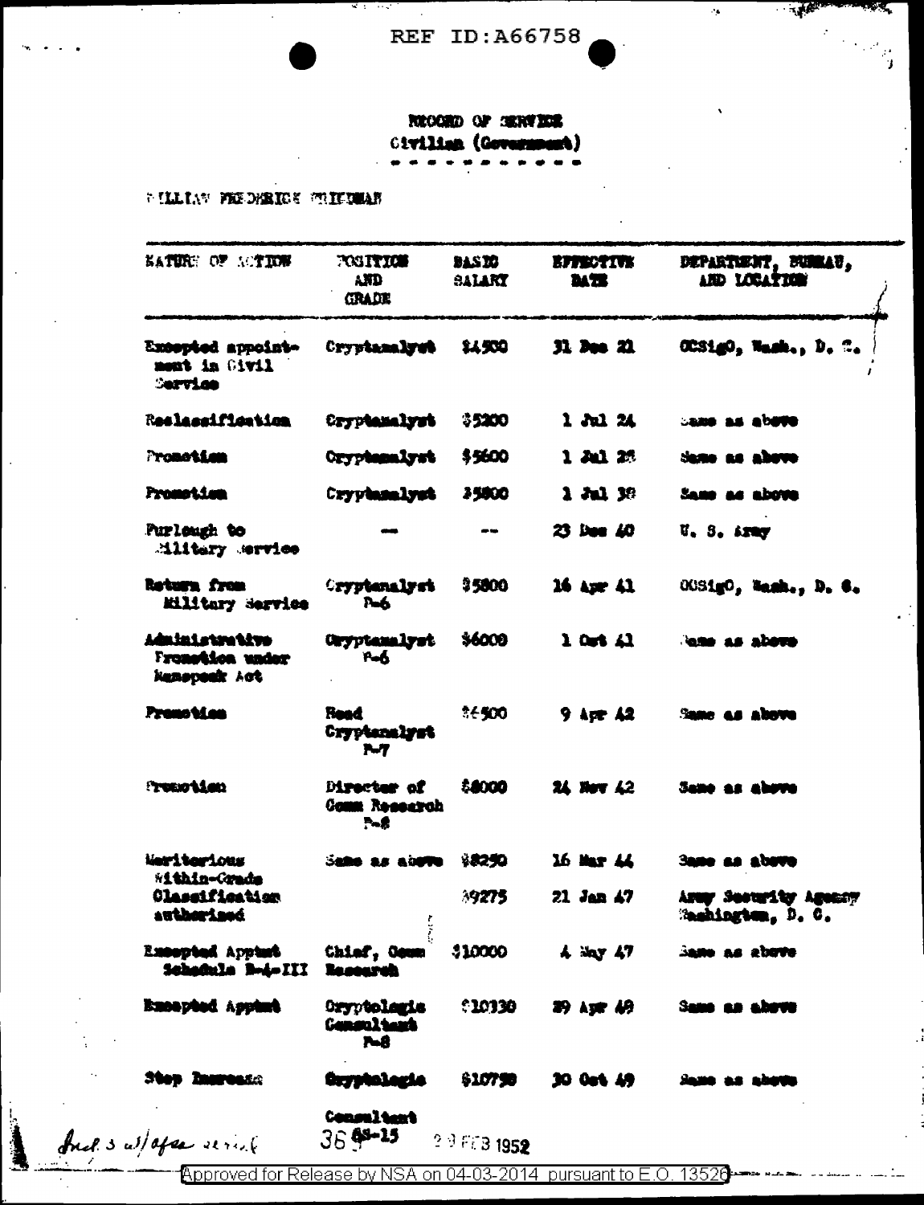REF ID:A66758

RECORD OF SERVICE
Civilian (Government)

WILLIAM FREDERICK FRIEDMAN

| NATURE OF ACTION | POSITION AND GRADE | BASIC SALARY | EFFECTIVE DATE | DEPARTMENT, BUREAU, AND LOCATION |
|---|---|---|---|---|
| Excepted appointment in Civil Service | Cryptanalyst | $4500 | 31 Dec 21 | OCSigO, Wash., D. C. |
| Reclassification | Cryptanalyst | $5200 | 1 Jul 24 | Same as above |
| Promotion | Cryptanalyst | $5600 | 1 Jul 28 | Same as above |
| Promotion | Cryptanalyst | $5800 | 1 Jul 38 | Same as above |
| Furlough to Military Service | — | -- | 23 Dec 40 | U. S. Army |
| Return from Military Service | Cryptanalyst P-6 | $5800 | 16 Apr 41 | OCSigO, Wash., D. C. |
| Administrative Promotion under Ramspeck Act | Cryptanalyst P-6 | $6000 | 1 Oct 41 | Same as above |
| Promotion | Head Cryptanalyst P-7 | $6500 | 9 Apr 42 | Same as above |
| Promotion | Director of Comm Research P-8 | $8000 | 24 Nov 42 | Same as above |
| Meritorious Within-Grade | Same as above | $8250 | 16 Mar 44 | Same as above |
| Classification authorized | | $9275 | 21 Jan 47 | Army Security Agency Washington, D. C. |
| Excepted Apptmt Schedule B-4-III | Chief, Comm Research | $10000 | 4 May 47 | Same as above |
| Excepted Apptmt | Cryptologic Consultant P-8 | $10330 | 29 Apr 49 | Same as above |
| Step Increase | Cryptologic Consultant | $10750 | 30 Oct 49 | Same as above |

Incl. 3 w/ofc serial 36 GS-15 29 FEB 1952

Approved for Release by NSA on 04-03-2014 pursuant to E.O. 13526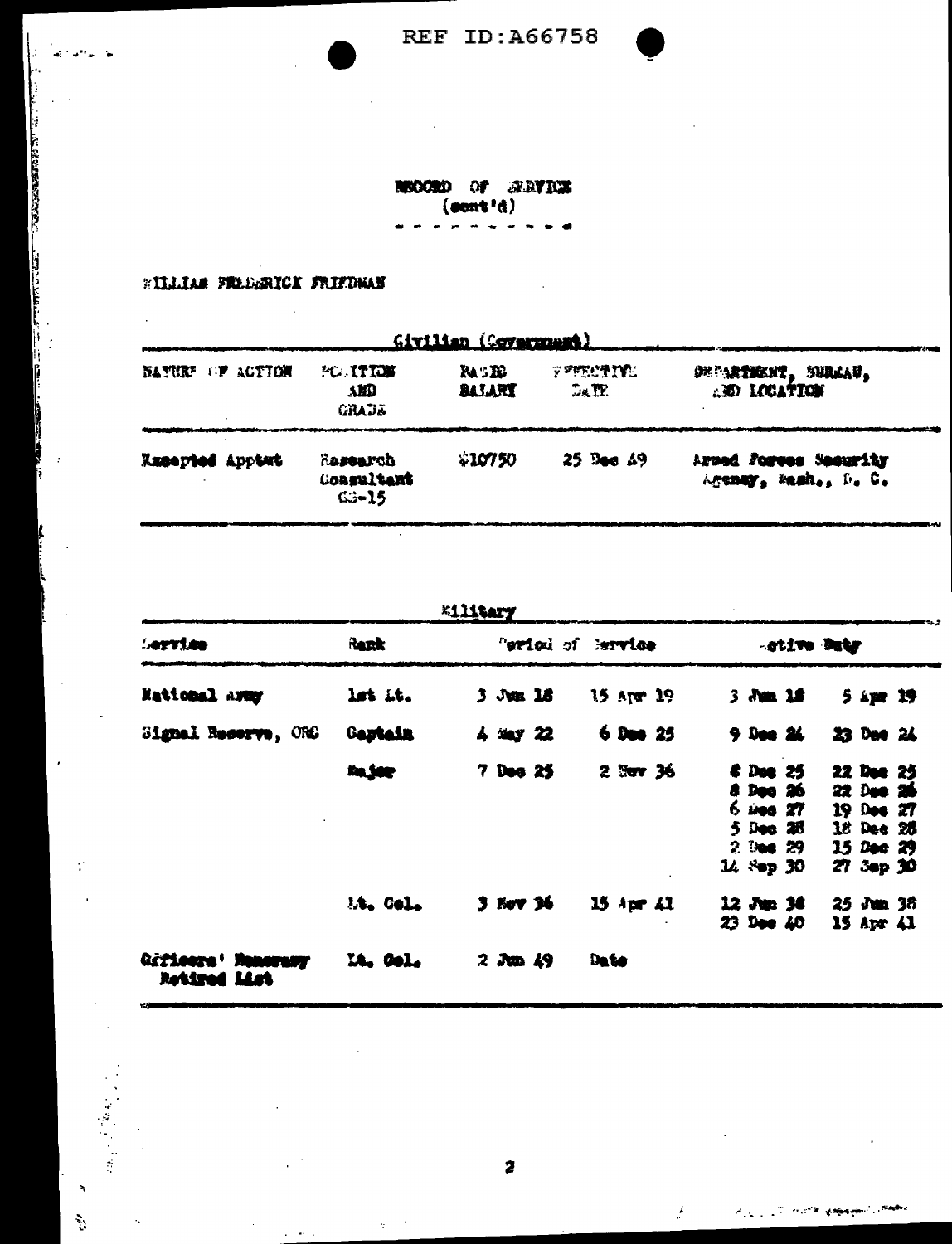REF ID:A66758

# RECORD OF SERVICE
(cont'd)

WILLIAM FREDERICK FRIEDMAN

## Civilian (Government)

| NATURE OF ACTION | POSITION AND GRADE | BASIC SALARY | EFFECTIVE DATE | DEPARTMENT, BUREAU, AND LOCATION |
|---|---|---|---|---|
| Excepted Apptmt | Research Consultant GS-15 | $10750 | 25 Dec 49 | Armed Forces Security Agency, Wash., D. C. |

## Military

| Service | Rank | Period of Service | | Active Duty | |
|---|---|---|---|---|---|
| National Army | 1st Lt. | 3 Jun 18 | 15 Apr 19 | 3 Jun 18 | 5 Apr 19 |
| Signal Reserve, ORC | Captain | 4 May 22 | 6 Dec 25 | 9 Dec 24 | 23 Dec 24 |
| | Major | 7 Dec 25 | 2 Nov 36 | 6 Dec 25 | 22 Dec 25 |
| | | | | 8 Dec 26 | 22 Dec 26 |
| | | | | 6 Dec 27 | 19 Dec 27 |
| | | | | 5 Dec 28 | 18 Dec 28 |
| | | | | 2 Dec 29 | 15 Dec 29 |
| | | | | 14 Sep 30 | 27 Sep 30 |
| | Lt. Col. | 3 Nov 36 | 15 Apr 41 | 12 Jun 38 | 25 Jun 38 |
| | | | | 23 Dec 40 | 15 Apr 41 |
| Officers' Honorary Retired List | Lt. Col. | 2 Jun 49 | Date | | |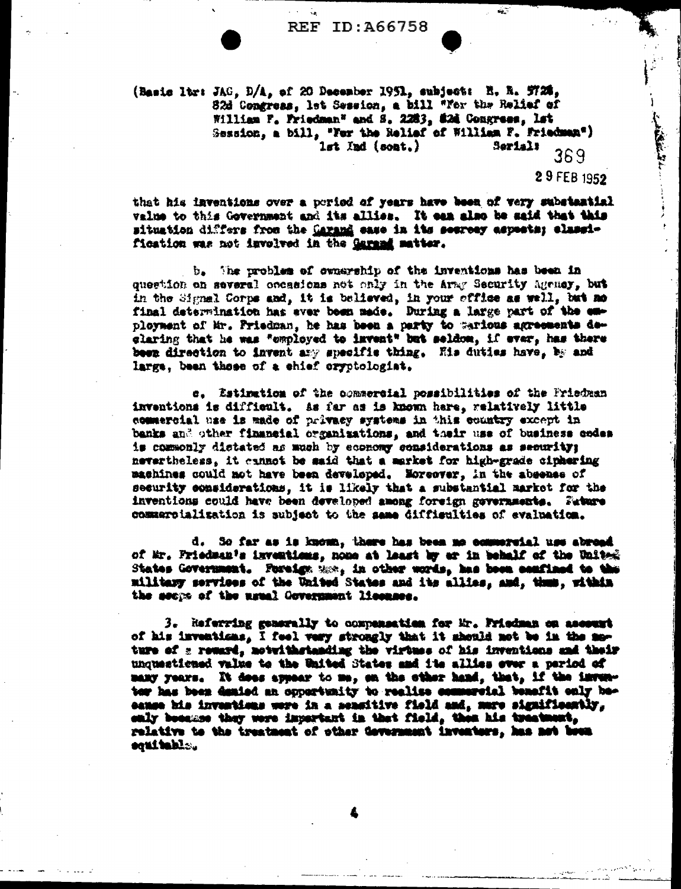(Basic ltr: JAG, D/A, of 20 December 1951, subject: H. R. 5728, 82d Congress, 1st Session, a bill "For the Relief of William F. Friedman" and S. 2283, 82d Congress, 1st Session, a bill, "For the Relief of William F. Friedman")
1st Ind (cont.) Serial: 369

29 FEB 1952

that his inventions over a period of years have been of very substantial value to this Government and its allies. It can also be said that this situation differs from the Garand case in its secrecy aspects; classification was not involved in the Garand matter.

b. The problem of ownership of the inventions has been in question on several occasions not only in the Army Security Agency, but in the Signal Corps and, it is believed, in your office as well, but no final determination has ever been made. During a large part of the employment of Mr. Friedman, he has been a party to various agreements declaring that he was "employed to invent" but seldom, if ever, has there been direction to invent any specific thing. His duties have, by and large, been those of a chief cryptologist.

c. Estimation of the commercial possibilities of the Friedman inventions is difficult. As far as is known here, relatively little commercial use is made of privacy systems in this country except in banks and other financial organizations, and their use of business codes is commonly dictated as much by economy considerations as security; nevertheless, it cannot be said that a market for high-grade ciphering machines could not have been developed. Moreover, in the absence of security considerations, it is likely that a substantial market for the inventions could have been developed among foreign governments. Future commercialization is subject to the same difficulties of evaluation.

d. So far as is known, there has been no commercial use abroad of Mr. Friedman's inventions, none at least by or in behalf of the United States Government. Foreign use, in other words, has been confined to the military services of the United States and its allies, and, thus, within the scope of the usual Government licenses.

3. Referring generally to compensation for Mr. Friedman on account of his inventions, I feel very strongly that it should not be in the nature of a reward, notwithstanding the virtues of his inventions and their unquestioned value to the United States and its allies over a period of many years. It does appear to me, on the other hand, that, if the inventor has been denied an opportunity to realize commercial benefit only because his inventions were in a sensitive field and, more significantly, only because they were important in that field, then his treatment, relative to the treatment of other Government inventors, has not been equitable.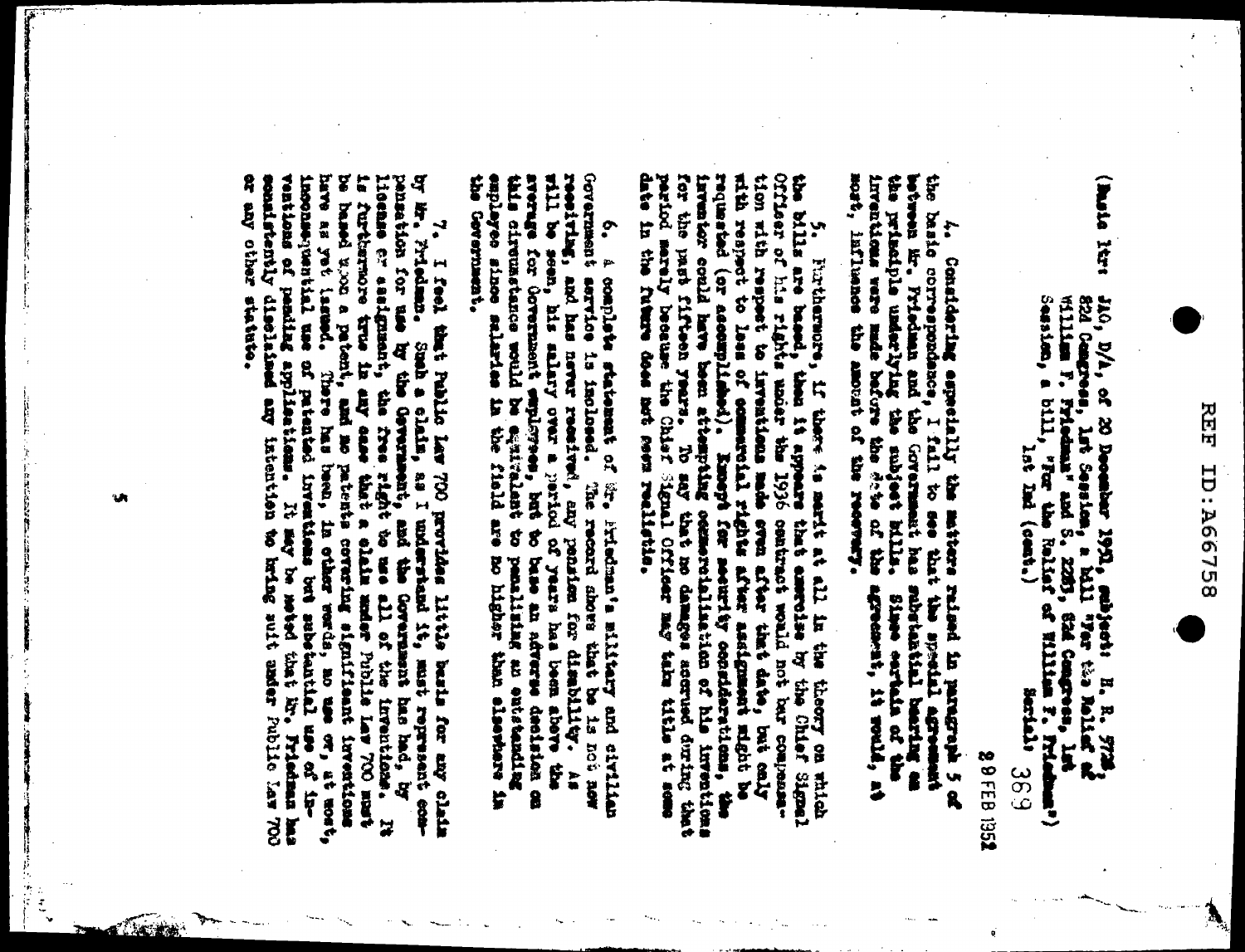(Basic ltr: JAG, D/A, of 20 December 1951, subject: H. R. 5728, 82d Congress, 1st Session, a bill "For the Relief of William F. Friedman" and S. 2283, 82d Congress, 1st Session, a bill, "For the Relief of William F. Friedman") 1st Ind (cont.) Serial: 369

29 FEB 1952

4. Considering especially the matters raised in paragraph 5 of the basic correspondence, I fail to see that the special agreement between Mr. Friedman and the Government has substantial bearing on the principle underlying the subject bills. Since certain of the inventions were made before the date of the agreement, it would, at most, influence the amount of the recovery.

5. Furthermore, if there is merit at all in the theory on which the bills are based, then it appears that exercise by the Chief Signal Officer of his rights under the 1936 contract would not bar compensation with respect to inventions made even after that date, but only with respect to loss of commercial rights after assignment might be requested (or accomplished). Except for security considerations, the inventor could have been attempting commercialization of his inventions for the past fifteen years. To say that no damages accrued during that period merely because the Chief Signal Officer may take title at some date in the future does not seem realistic.

6. A complete statement of Mr. Friedman's military and civilian Government service is inclosed. The record shows that he is not now receiving, and has never received, any pension for disability. As will be seen, his salary over a period of years has been above the average for Government employees, but to base an adverse decision on this circumstance would be equivalent to penalizing an outstanding employee since salaries in the field are no higher than elsewhere in the Government.

7. I feel that Public Law 700 provides little basis for any claim by Mr. Friedman. Such a claim, as I understand it, must represent compensation for use by the Government, and the Government has had, by license or assignment, the free right to use all of the inventions. It is furthermore true in any case that a claim under Public Law 700 must be based upon a patent, and no patents covering significant inventions have as yet issued. There has been, in other words, no use or, at most, inconsequential use of patented inventions but substantial use of inventions of pending applications. It may be noted that Mr. Friedman has consistently disclaimed any intention to bring suit under Public Law 700 or any other statute.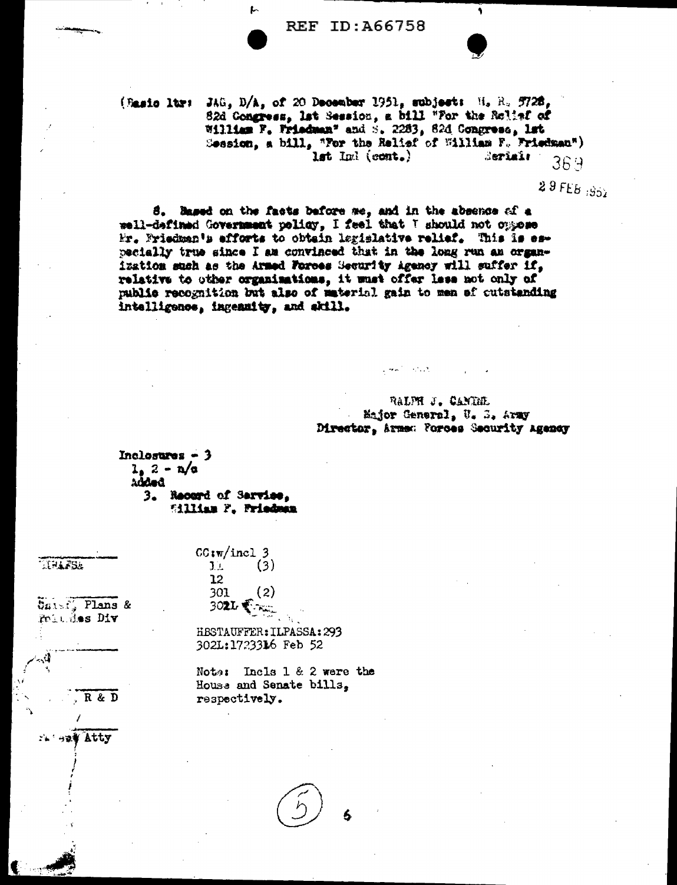(Basic ltr: JAG, D/A, of 20 December 1951, subject: H. R. 5728, 82d Congress, 1st Session, a bill "For the Relief of William F. Friedman" and S. 2283, 82d Congress, 1st Session, a bill, "For the Relief of William F. Friedman")
1st Ind (cont.) Serial: 369

29 FEB 1952

8. Based on the facts before me, and in the absence of a well-defined Government policy, I feel that I should not oppose Mr. Friedman's efforts to obtain legislative relief. This is especially true since I am convinced that in the long run an organization such as the Armed Forces Security Agency will suffer if, relative to other organizations, it must offer less not only of public recognition but also of material gain to men of outstanding intelligence, ingenuity, and skill.

RALPH J. CANINE
Major General, U. S. Army
Director, Armed Forces Security Agency

Inclosures - 3
1, 2 - n/c
Added
3. Record of Service, William F. Friedman

CC:w/incl 3
11 (3)
12
301 (2)
302L

HBSTAUFFER:ILPASSA:293
302L:172331 6 Feb 52

Note: Incls 1 & 2 were the House and Senate bills, respectively.

DIRAFSA

Chief, Plans & Policies Div

R & D

Patent Atty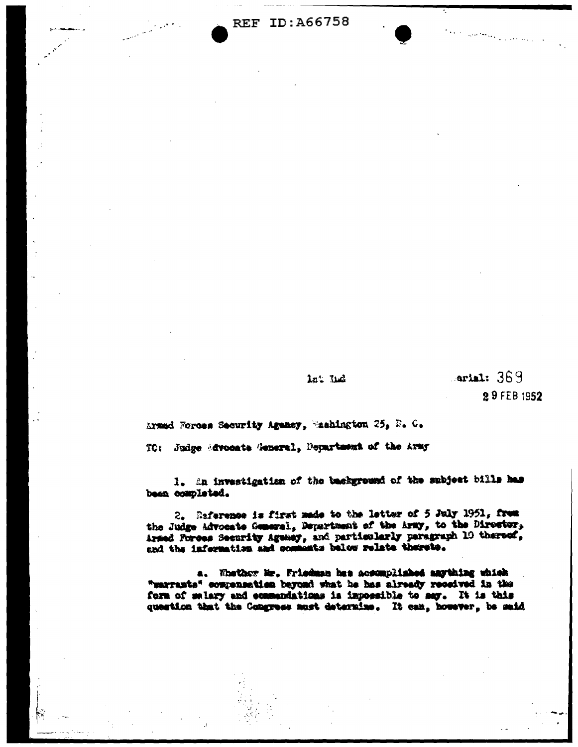1st Ind

Serial: 369

29 FEB 1952

Armed Forces Security Agency, Washington 25, D. C.

TO: Judge Advocate General, Department of the Army

1. An investigation of the background of the subject bills has been completed.

2. Reference is first made to the letter of 5 July 1951, from the Judge Advocate General, Department of the Army, to the Director, Armed Forces Security Agency, and particularly paragraph 10 thereof, and the information and comments below relate thereto.

a. Whether Mr. Friedman has accomplished anything which "warrants" compensation beyond what he has already received in the form of salary and commendations is impossible to say. It is this question that the Congress must determine. It can, however, be said